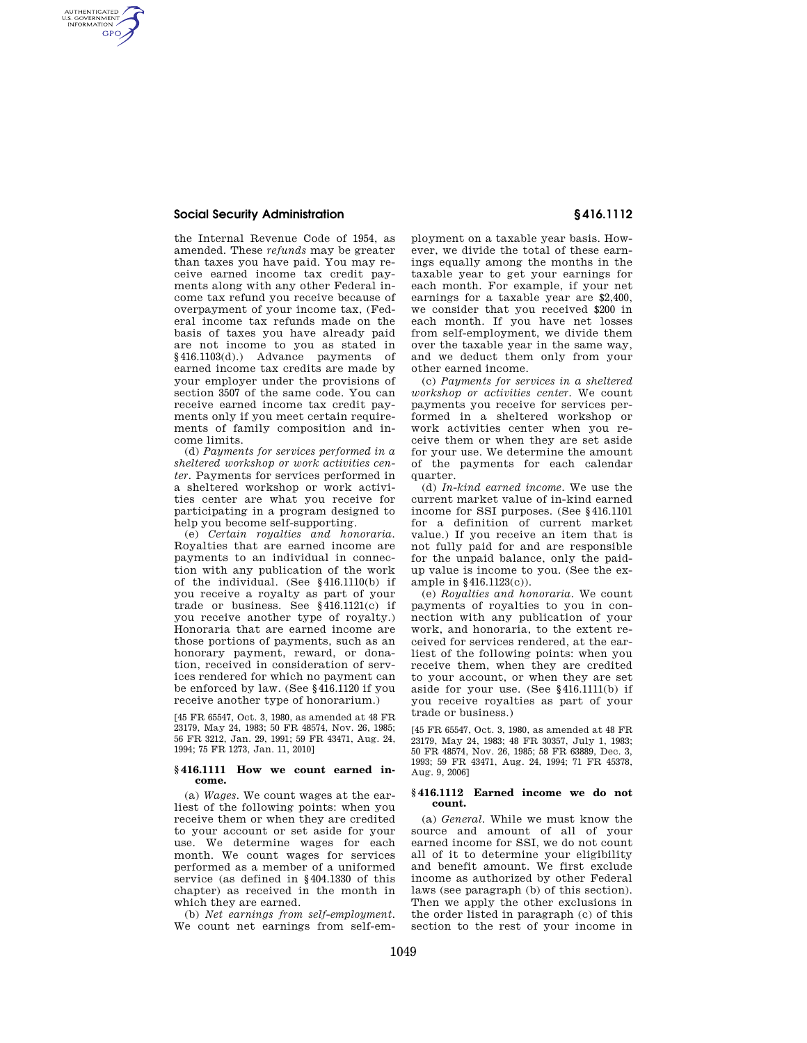the Internal Revenue Code of 1954, as amended. These *refunds* may be greater than taxes you have paid. You may receive earned income tax credit payments along with any other Federal income tax refund you receive because of overpayment of your income tax, (Federal income tax refunds made on the basis of taxes you have already paid are not income to you as stated in §416.1103(d).) Advance payments of earned income tax credits are made by your employer under the provisions of section 3507 of the same code. You can receive earned income tax credit payments only if you meet certain requirements of family composition and income limits.

(d) *Payments for services performed in a sheltered workshop or work activities center.* Payments for services performed in a sheltered workshop or work activities center are what you receive for participating in a program designed to help you become self-supporting.

(e) *Certain royalties and honoraria.* Royalties that are earned income are payments to an individual in connection with any publication of the work of the individual. (See §416.1110(b) if you receive a royalty as part of your trade or business. See §416.1121(c) if you receive another type of royalty.) Honoraria that are earned income are those portions of payments, such as an honorary payment, reward, or donation, received in consideration of services rendered for which no payment can be enforced by law. (See §416.1120 if you receive another type of honorarium.)

[45 FR 65547, Oct. 3, 1980, as amended at 48 FR 23179, May 24, 1983; 50 FR 48574, Nov. 26, 1985; 56 FR 3212, Jan. 29, 1991; 59 FR 43471, Aug. 24, 1994; 75 FR 1273, Jan. 11, 2010]

### §416.1111 How we count earned income.

(a) *Wages.* We count wages at the earliest of the following points: when you receive them or when they are credited to your account or set aside for your use. We determine wages for each month. We count wages for services performed as a member of a uniformed service (as defined in §404.1330 of this chapter) as received in the month in which they are earned.

(b) *Net earnings from self-employment.* We count net earnings from self-employment on a taxable year basis. However, we divide the total of these earnings equally among the months in the taxable year to get your earnings for each month. For example, if your net earnings for a taxable year are $2,400, we consider that you received $200 in each month. If you have net losses from self-employment, we divide them over the taxable year in the same way, and we deduct them only from your other earned income.

(c) *Payments for services in a sheltered workshop or activities center.* We count payments you receive for services performed in a sheltered workshop or work activities center when you receive them or when they are set aside for your use. We determine the amount of the payments for each calendar quarter.

(d) *In-kind earned income.* We use the current market value of in-kind earned income for SSI purposes. (See §416.1101 for a definition of current market value.) If you receive an item that is not fully paid for and are responsible for the unpaid balance, only the paid-up value is income to you. (See the example in §416.1123(c)).

(e) *Royalties and honoraria.* We count payments of royalties to you in connection with any publication of your work, and honoraria, to the extent received for services rendered, at the earliest of the following points: when you receive them, when they are credited to your account, or when they are set aside for your use. (See §416.1111(b) if you receive royalties as part of your trade or business.)

[45 FR 65547, Oct. 3, 1980, as amended at 48 FR 23179, May 24, 1983; 48 FR 30357, July 1, 1983; 50 FR 48574, Nov. 26, 1985; 58 FR 63889, Dec. 3, 1993; 59 FR 43471, Aug. 24, 1994; 71 FR 45378, Aug. 9, 2006]

### §416.1112 Earned income we do not count.

(a) *General.* While we must know the source and amount of all of your earned income for SSI, we do not count all of it to determine your eligibility and benefit amount. We first exclude income as authorized by other Federal laws (see paragraph (b) of this section). Then we apply the other exclusions in the order listed in paragraph (c) of this section to the rest of your income in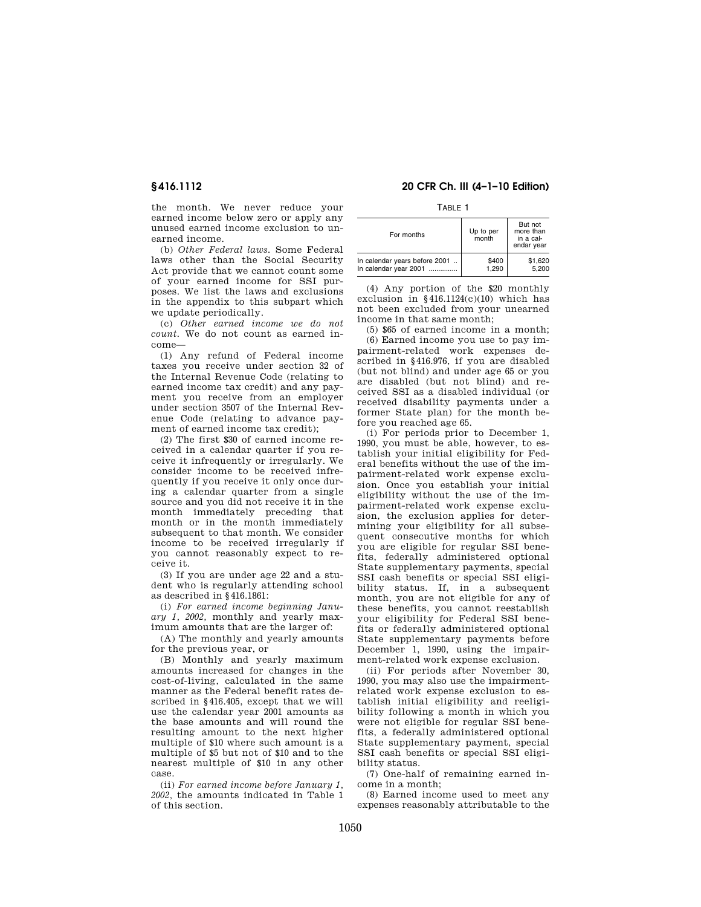the month. We never reduce your earned income below zero or apply any unused earned income exclusion to unearned income.

(b) *Other Federal laws.* Some Federal laws other than the Social Security Act provide that we cannot count some of your earned income for SSI purposes. We list the laws and exclusions in the appendix to this subpart which we update periodically.

(c) *Other earned income we do not count.* We do not count as earned income—

(1) Any refund of Federal income taxes you receive under section 32 of the Internal Revenue Code (relating to earned income tax credit) and any payment you receive from an employer under section 3507 of the Internal Revenue Code (relating to advance payment of earned income tax credit);

(2) The first $30 of earned income received in a calendar quarter if you receive it infrequently or irregularly. We consider income to be received infrequently if you receive it only once during a calendar quarter from a single source and you did not receive it in the month immediately preceding that month or in the month immediately subsequent to that month. We consider income to be received irregularly if you cannot reasonably expect to receive it.

(3) If you are under age 22 and a student who is regularly attending school as described in §416.1861:

(i) *For earned income beginning January 1, 2002,* monthly and yearly maximum amounts that are the larger of:

(A) The monthly and yearly amounts for the previous year, or

(B) Monthly and yearly maximum amounts increased for changes in the cost-of-living, calculated in the same manner as the Federal benefit rates described in §416.405, except that we will use the calendar year 2001 amounts as the base amounts and will round the resulting amount to the next higher multiple of $10 where such amount is a multiple of $5 but not of $10 and to the nearest multiple of $10 in any other case.

(ii) *For earned income before January 1, 2002,* the amounts indicated in Table 1 of this section.

TABLE 1

| For months | Up to per month | But not more than in a calendar year |
|---|---|---|
| In calendar years before 2001 .. | $400 | $1,620 |
| In calendar year 2001 ............... | 1,290 | 5,200 |

(4) Any portion of the $20 monthly exclusion in §416.1124(c)(10) which has not been excluded from your unearned income in that same month;

(5) $65 of earned income in a month;

(6) Earned income you use to pay impairment-related work expenses described in §416.976, if you are disabled (but not blind) and under age 65 or you are disabled (but not blind) and received SSI as a disabled individual (or received disability payments under a former State plan) for the month before you reached age 65.

(i) For periods prior to December 1, 1990, you must be able, however, to establish your initial eligibility for Federal benefits without the use of the impairment-related work expense exclusion. Once you establish your initial eligibility without the use of the impairment-related work expense exclusion, the exclusion applies for determining your eligibility for all subsequent consecutive months for which you are eligible for regular SSI benefits, federally administered optional State supplementary payments, special SSI cash benefits or special SSI eligibility status. If, in a subsequent month, you are not eligible for any of these benefits, you cannot reestablish your eligibility for Federal SSI benefits or federally administered optional State supplementary payments before December 1, 1990, using the impairment-related work expense exclusion.

(ii) For periods after November 30, 1990, you may also use the impairment-related work expense exclusion to establish initial eligibility and reeligibility following a month in which you were not eligible for regular SSI benefits, a federally administered optional State supplementary payment, special SSI cash benefits or special SSI eligibility status.

(7) One-half of remaining earned income in a month;

(8) Earned income used to meet any expenses reasonably attributable to the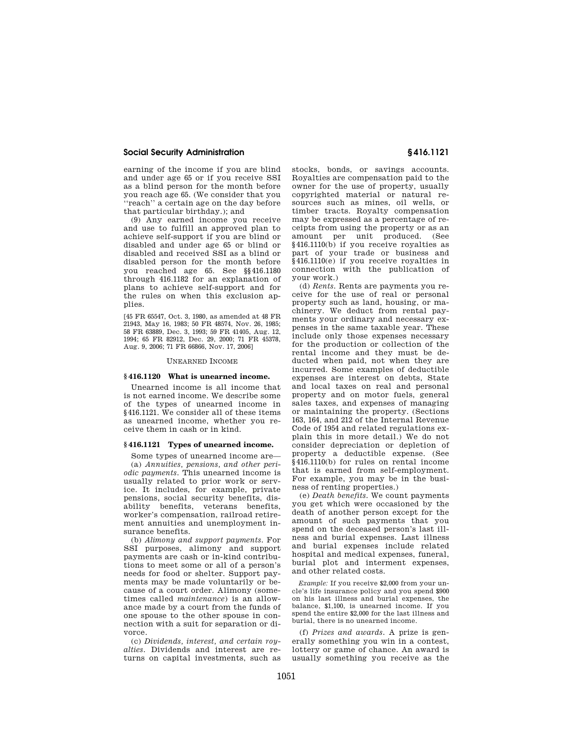earning of the income if you are blind and under age 65 or if you receive SSI as a blind person for the month before you reach age 65. (We consider that you "reach" a certain age on the day before that particular birthday.); and

(9) Any earned income you receive and use to fulfill an approved plan to achieve self-support if you are blind or disabled and under age 65 or blind or disabled and received SSI as a blind or disabled person for the month before you reached age 65. See §§ 416.1180 through 416.1182 for an explanation of plans to achieve self-support and for the rules on when this exclusion applies.

[45 FR 65547, Oct. 3, 1980, as amended at 48 FR 21943, May 16, 1983; 50 FR 48574, Nov. 26, 1985; 58 FR 63889, Dec. 3, 1993; 59 FR 41405, Aug. 12, 1994; 65 FR 82912, Dec. 29, 2000; 71 FR 45378, Aug. 9, 2006; 71 FR 66866, Nov. 17, 2006]

UNEARNED INCOME

### § 416.1120 What is unearned income.

Unearned income is all income that is not earned income. We describe some of the types of unearned income in § 416.1121. We consider all of these items as unearned income, whether you receive them in cash or in kind.

### § 416.1121 Types of unearned income.

Some types of unearned income are—

(a) *Annuities, pensions, and other periodic payments.* This unearned income is usually related to prior work or service. It includes, for example, private pensions, social security benefits, disability benefits, veterans benefits, worker's compensation, railroad retirement annuities and unemployment insurance benefits.

(b) *Alimony and support payments.* For SSI purposes, alimony and support payments are cash or in-kind contributions to meet some or all of a person's needs for food or shelter. Support payments may be made voluntarily or because of a court order. Alimony (sometimes called *maintenance*) is an allowance made by a court from the funds of one spouse to the other spouse in connection with a suit for separation or divorce.

(c) *Dividends, interest, and certain royalties.* Dividends and interest are returns on capital investments, such as stocks, bonds, or savings accounts. Royalties are compensation paid to the owner for the use of property, usually copyrighted material or natural resources such as mines, oil wells, or timber tracts. Royalty compensation may be expressed as a percentage of receipts from using the property or as an amount per unit produced. (See § 416.1110(b) if you receive royalties as part of your trade or business and § 416.1110(e) if you receive royalties in connection with the publication of your work.)

(d) *Rents.* Rents are payments you receive for the use of real or personal property such as land, housing, or machinery. We deduct from rental payments your ordinary and necessary expenses in the same taxable year. These include only those expenses necessary for the production or collection of the rental income and they must be deducted when paid, not when they are incurred. Some examples of deductible expenses are interest on debts, State and local taxes on real and personal property and on motor fuels, general sales taxes, and expenses of managing or maintaining the property. (Sections 163, 164, and 212 of the Internal Revenue Code of 1954 and related regulations explain this in more detail.) We do not consider depreciation or depletion of property a deductible expense. (See § 416.1110(b) for rules on rental income that is earned from self-employment. For example, you may be in the business of renting properties.)

(e) *Death benefits.* We count payments you get which were occasioned by the death of another person except for the amount of such payments that you spend on the deceased person's last illness and burial expenses. Last illness and burial expenses include related hospital and medical expenses, funeral, burial plot and interment expenses, and other related costs.

*Example:* If you receive $2,000 from your uncle's life insurance policy and you spend $900 on his last illness and burial expenses, the balance, $1,100, is unearned income. If you spend the entire $2,000 for the last illness and burial, there is no unearned income.

(f) *Prizes and awards.* A prize is generally something you win in a contest, lottery or game of chance. An award is usually something you receive as the